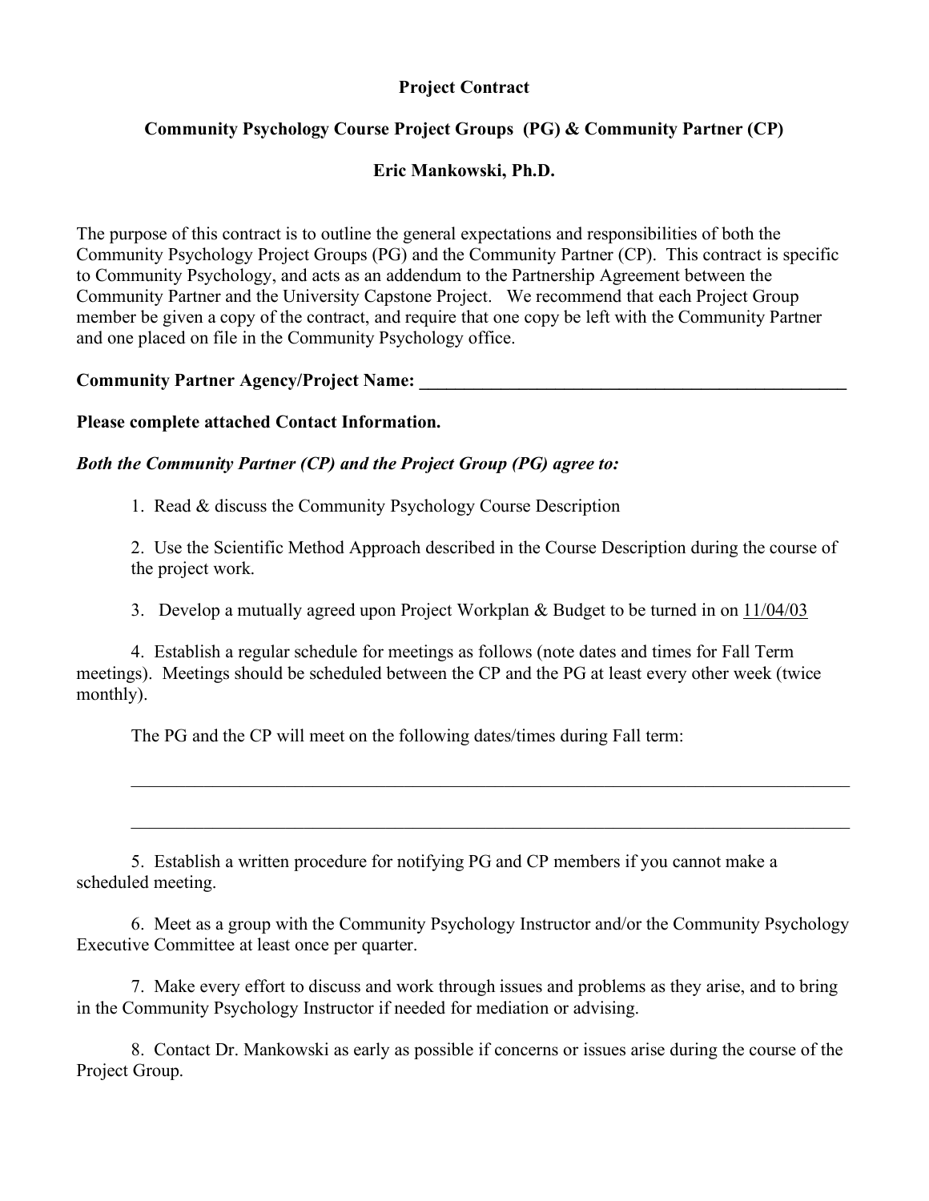**Project Contract**

**Community Psychology Course Project Groups (PG) & Community Partner (CP)**

**Eric Mankowski, Ph.D.**

The purpose of this contract is to outline the general expectations and responsibilities of both the Community Psychology Project Groups (PG) and the Community Partner (CP). This contract is specific to Community Psychology, and acts as an addendum to the Partnership Agreement between the Community Partner and the University Capstone Project. We recommend that each Project Group member be given a copy of the contract, and require that one copy be left with the Community Partner and one placed on file in the Community Psychology office.

**Community Partner Agency/Project Name: ________________________________________________**

**Please complete attached Contact Information.**

***Both the Community Partner (CP) and the Project Group (PG) agree to:***

1. Read & discuss the Community Psychology Course Description

2. Use the Scientific Method Approach described in the Course Description during the course of the project work.

3. Develop a mutually agreed upon Project Workplan & Budget to be turned in on 11/04/03

4. Establish a regular schedule for meetings as follows (note dates and times for Fall Term meetings). Meetings should be scheduled between the CP and the PG at least every other week (twice monthly).

   The PG and the CP will meet on the following dates/times during Fall term:

   ________________________________________________________________________________

   ________________________________________________________________________________

5. Establish a written procedure for notifying PG and CP members if you cannot make a scheduled meeting.

6. Meet as a group with the Community Psychology Instructor and/or the Community Psychology Executive Committee at least once per quarter.

7. Make every effort to discuss and work through issues and problems as they arise, and to bring in the Community Psychology Instructor if needed for mediation or advising.

8. Contact Dr. Mankowski as early as possible if concerns or issues arise during the course of the Project Group.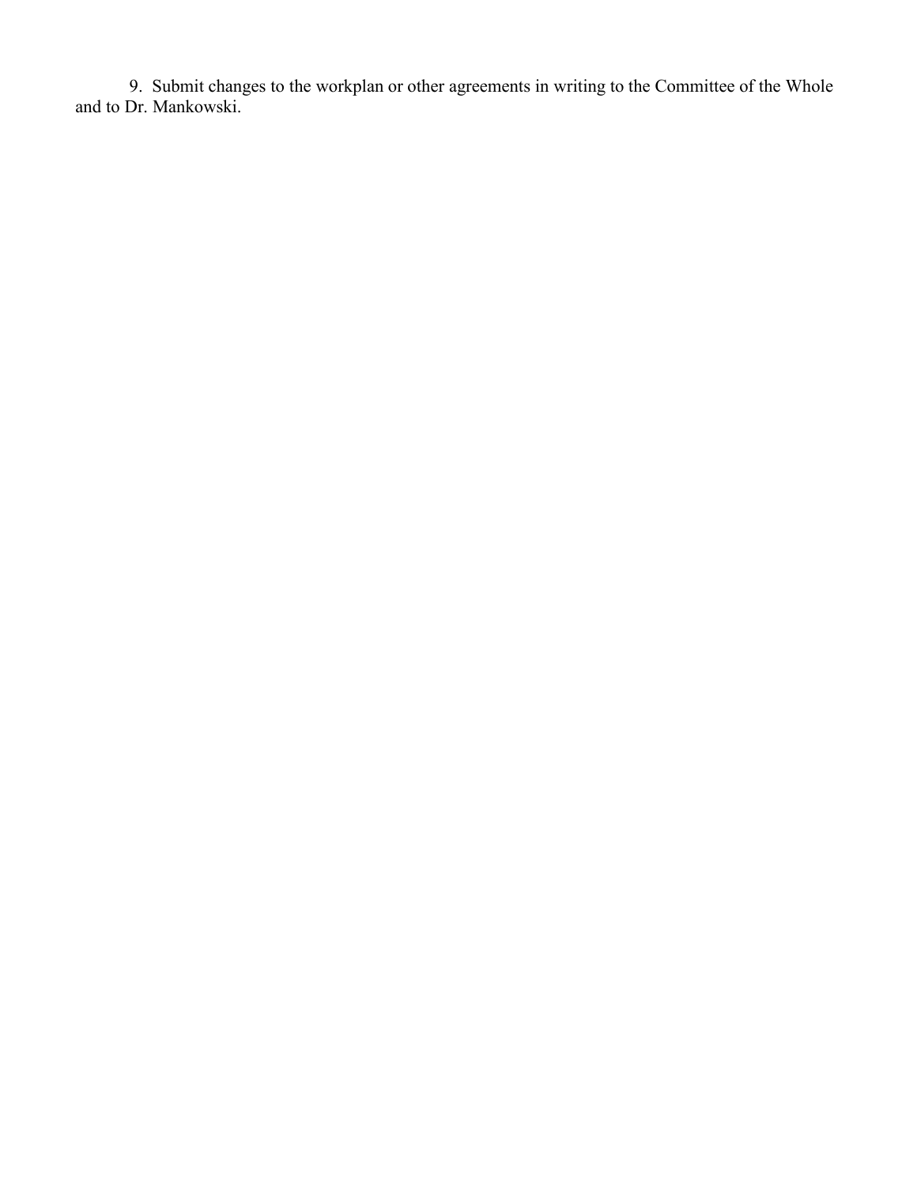9. Submit changes to the workplan or other agreements in writing to the Committee of the Whole and to Dr. Mankowski.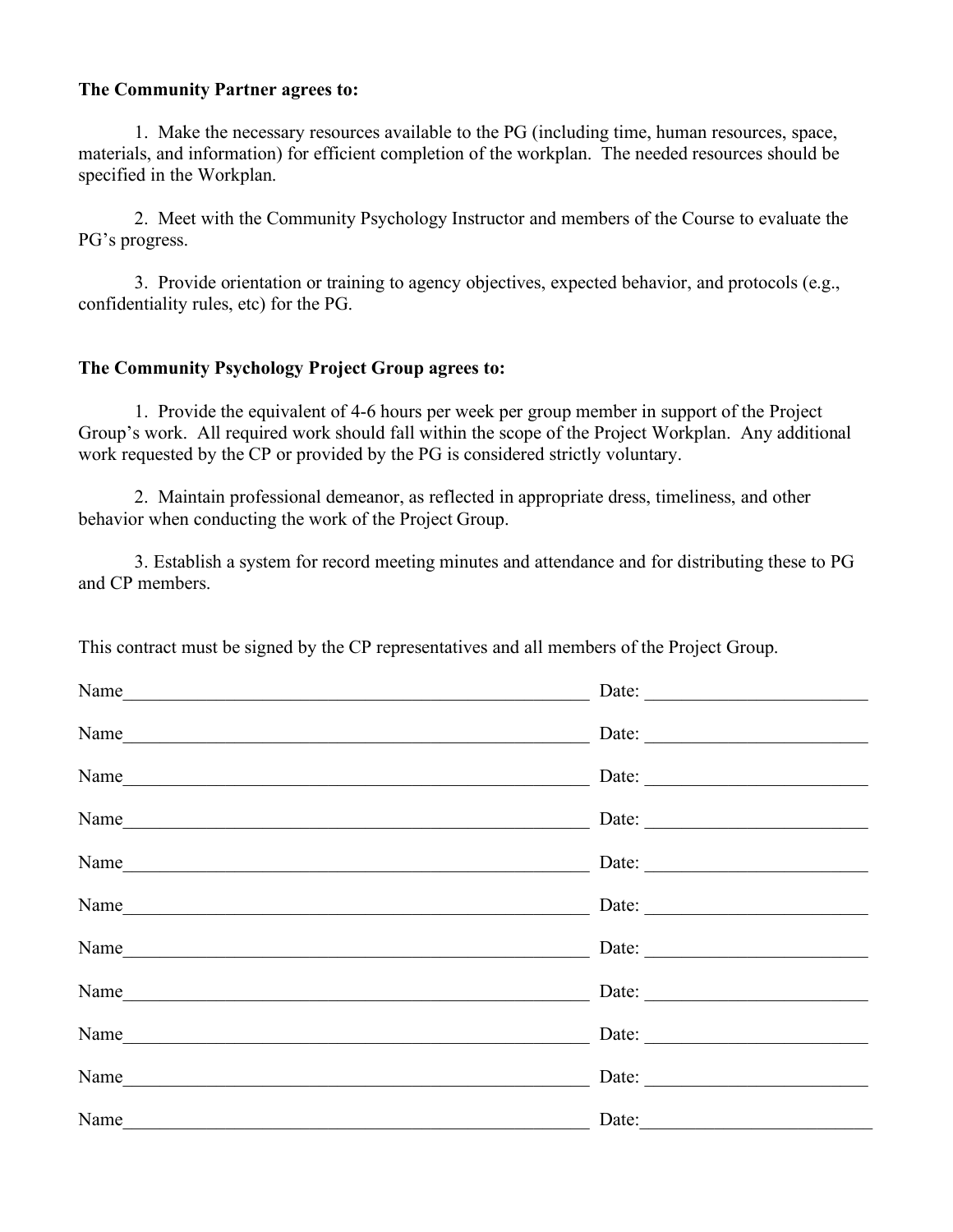**The Community Partner agrees to:**

1. Make the necessary resources available to the PG (including time, human resources, space, materials, and information) for efficient completion of the workplan. The needed resources should be specified in the Workplan.

2. Meet with the Community Psychology Instructor and members of the Course to evaluate the PG's progress.

3. Provide orientation or training to agency objectives, expected behavior, and protocols (e.g., confidentiality rules, etc) for the PG.

**The Community Psychology Project Group agrees to:**

1. Provide the equivalent of 4-6 hours per week per group member in support of the Project Group's work. All required work should fall within the scope of the Project Workplan. Any additional work requested by the CP or provided by the PG is considered strictly voluntary.

2. Maintain professional demeanor, as reflected in appropriate dress, timeliness, and other behavior when conducting the work of the Project Group.

3. Establish a system for record meeting minutes and attendance and for distributing these to PG and CP members.

This contract must be signed by the CP representatives and all members of the Project Group.

Name_______________________________________________ Date: ____________________

Name_______________________________________________ Date: ____________________

Name_______________________________________________ Date: ____________________

Name_______________________________________________ Date: ____________________

Name_______________________________________________ Date: ____________________

Name_______________________________________________ Date: ____________________

Name_______________________________________________ Date: ____________________

Name_______________________________________________ Date: ____________________

Name_______________________________________________ Date: ____________________

Name_______________________________________________ Date: ____________________

Name_______________________________________________ Date:_____________________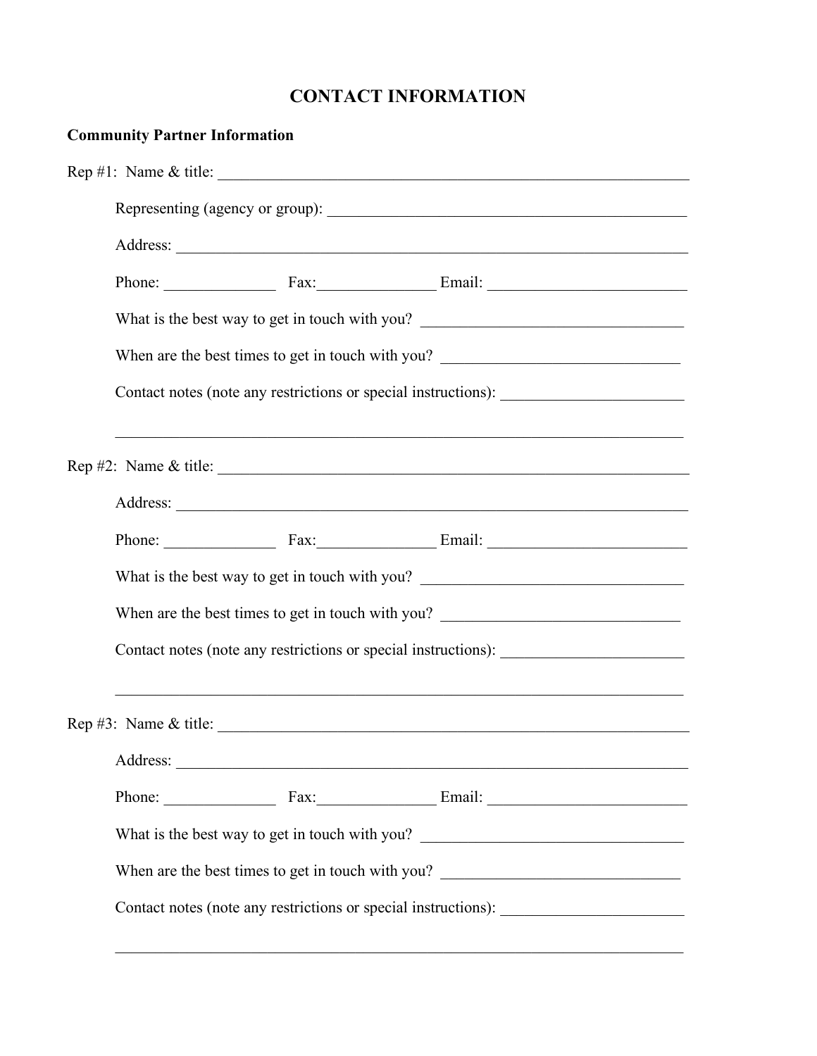# CONTACT INFORMATION

**Community Partner Information**

Rep #1: Name & title: ______________________________________________________________

Representing (agency or group): _____________________________________________

Address: ______________________________________________________________

Phone: ______________ Fax:_______________ Email: _________________________

What is the best way to get in touch with you? ________________________________

When are the best times to get in touch with you? _____________________________

Contact notes (note any restrictions or special instructions): ______________________

________________________________________________________________________

Rep #2: Name & title: ______________________________________________________________

Address: ______________________________________________________________

Phone: ______________ Fax:_______________ Email: _________________________

What is the best way to get in touch with you? ________________________________

When are the best times to get in touch with you? _____________________________

Contact notes (note any restrictions or special instructions): ______________________

________________________________________________________________________

Rep #3: Name & title: ______________________________________________________________

Address: ______________________________________________________________

Phone: ______________ Fax:_______________ Email: _________________________

What is the best way to get in touch with you? ________________________________

When are the best times to get in touch with you? _____________________________

Contact notes (note any restrictions or special instructions): ______________________

________________________________________________________________________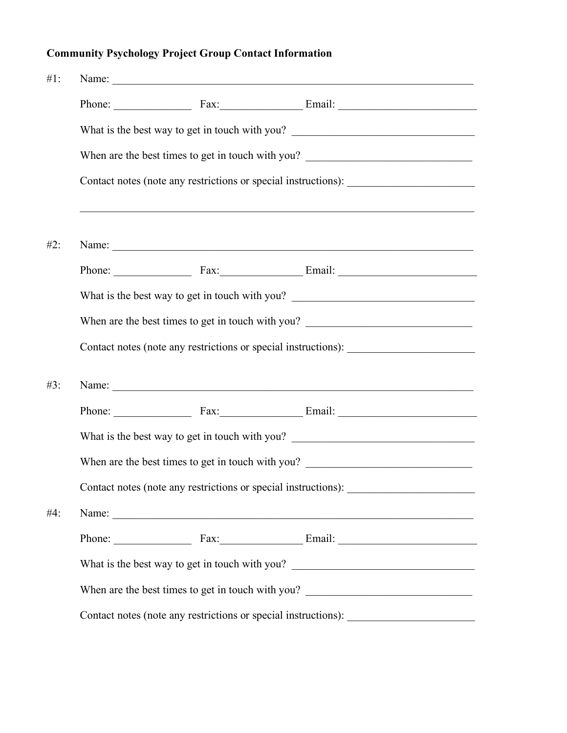**Community Psychology Project Group Contact Information**

#1: Name: ______________________________________________________________

Phone: ______________ Fax: ______________ Email: ________________________

What is the best way to get in touch with you? ________________________________

When are the best times to get in touch with you? _____________________________

Contact notes (note any restrictions or special instructions): ______________________

______________________________________________________________________

#2: Name: ______________________________________________________________

Phone: ______________ Fax: ______________ Email: ________________________

What is the best way to get in touch with you? ________________________________

When are the best times to get in touch with you? _____________________________

Contact notes (note any restrictions or special instructions): ______________________

#3: Name: ______________________________________________________________

Phone: ______________ Fax: ______________ Email: ________________________

What is the best way to get in touch with you? ________________________________

When are the best times to get in touch with you? _____________________________

Contact notes (note any restrictions or special instructions): ______________________

#4: Name: ______________________________________________________________

Phone: ______________ Fax: ______________ Email: ________________________

What is the best way to get in touch with you? ________________________________

When are the best times to get in touch with you? _____________________________

Contact notes (note any restrictions or special instructions): ______________________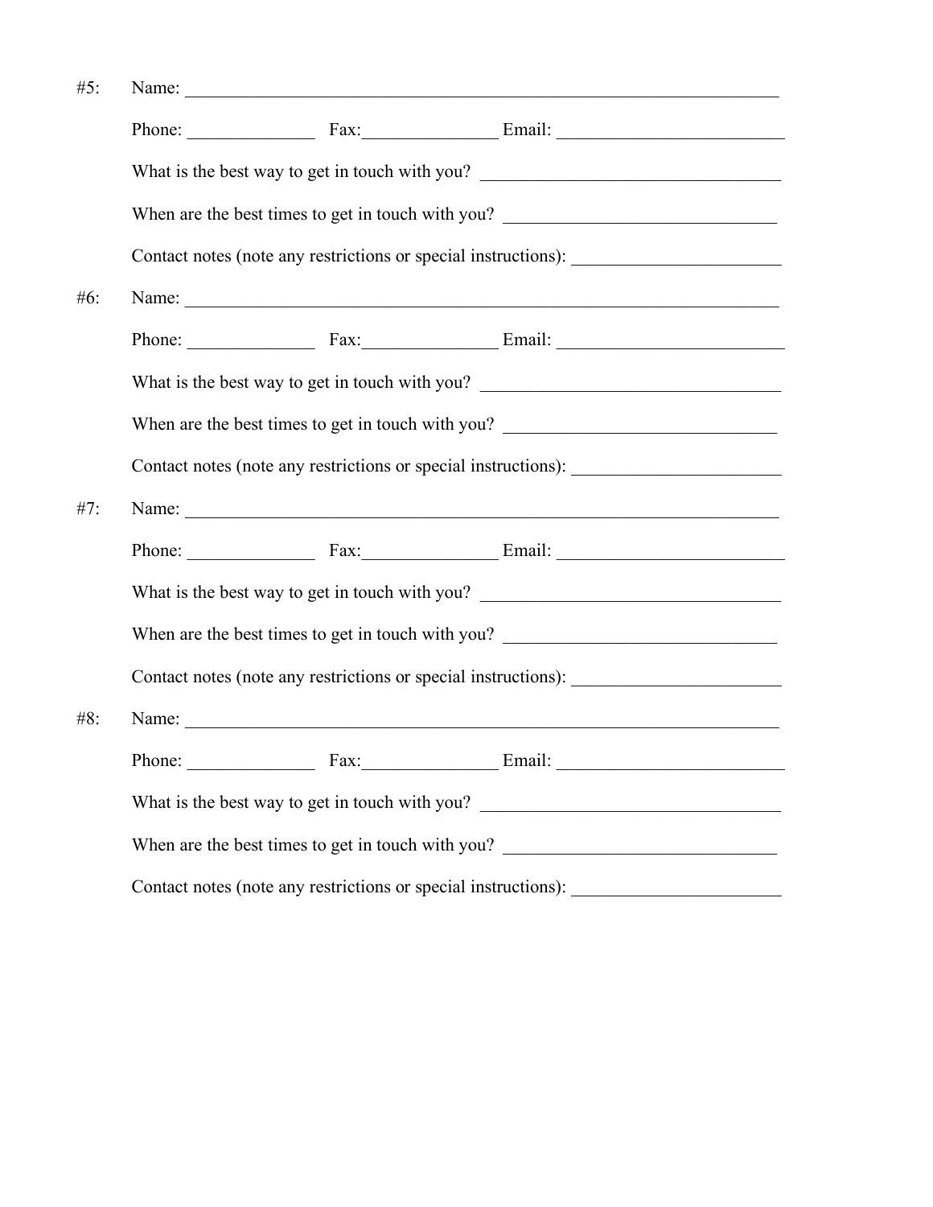#5: Name: ______________________________________________________________

Phone: ______________ Fax:_______________ Email: _________________________

What is the best way to get in touch with you? _________________________________

When are the best times to get in touch with you? ______________________________

Contact notes (note any restrictions or special instructions): ______________________

#6: Name: ______________________________________________________________

Phone: ______________ Fax:_______________ Email: _________________________

What is the best way to get in touch with you? _________________________________

When are the best times to get in touch with you? ______________________________

Contact notes (note any restrictions or special instructions): ______________________

#7: Name: ______________________________________________________________

Phone: ______________ Fax:_______________ Email: _________________________

What is the best way to get in touch with you? _________________________________

When are the best times to get in touch with you? ______________________________

Contact notes (note any restrictions or special instructions): ______________________

#8: Name: ______________________________________________________________

Phone: ______________ Fax:_______________ Email: _________________________

What is the best way to get in touch with you? _________________________________

When are the best times to get in touch with you? ______________________________

Contact notes (note any restrictions or special instructions): ______________________